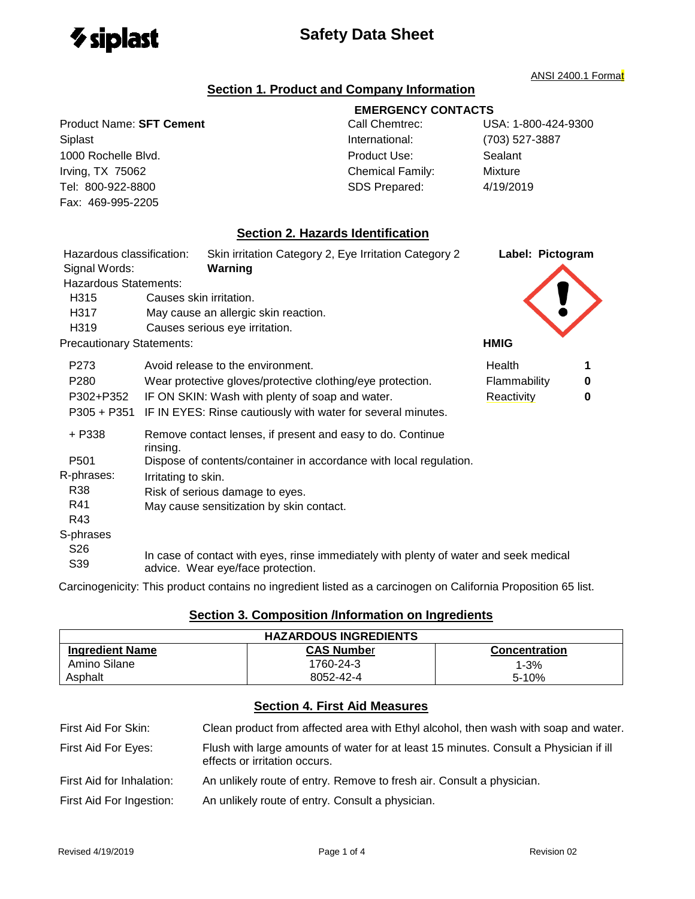# Safety Data Sheet

ANSI 2400.1 Format

## Section 1. Product and Company Information

Product Name: **SFT Cement**
Siplast
1000 Rochelle Blvd.
Irving, TX 75062
Tel: 800-922-8800
Fax: 469-995-2205

**EMERGENCY CONTACTS**

| | |
|---|---|
| Call Chemtrec: | USA: 1-800-424-9300 |
| International: | (703) 527-3887 |
| Product Use: | Sealant |
| Chemical Family: | Mixture |
| SDS Prepared: | 4/19/2019 |

## Section 2. Hazards Identification

Hazardous classification: Skin irritation Category 2, Eye Irritation Category 2
Signal Words: **Warning**

**Label: Pictogram**

Hazardous Statements:

| | |
|---|---|
| H315 | Causes skin irritation. |
| H317 | May cause an allergic skin reaction. |
| H319 | Causes serious eye irritation. |

Precautionary Statements:

| | |
|---|---|
| P273 | Avoid release to the environment. |
| P280 | Wear protective gloves/protective clothing/eye protection. |
| P302+P352 | IF ON SKIN: Wash with plenty of soap and water. |
| P305 + P351 | IF IN EYES: Rinse cautiously with water for several minutes. |
| + P338 | Remove contact lenses, if present and easy to do. Continue rinsing. |
| P501 | Dispose of contents/container in accordance with local regulation. |

**HMIG**

| | |
|---|---|
| Health | **1** |
| Flammability | **0** |
| Reactivity | **0** |

R-phrases:

| | |
|---|---|
| R38 | Irritating to skin. |
| R41 | Risk of serious damage to eyes. |
| R43 | May cause sensitization by skin contact. |

S-phrases

S26
S39

In case of contact with eyes, rinse immediately with plenty of water and seek medical advice. Wear eye/face protection.

Carcinogenicity: This product contains no ingredient listed as a carcinogen on California Proposition 65 list.

## Section 3. Composition /Information on Ingredients

| HAZARDOUS INGREDIENTS | | |
|---|---|---|
| **Ingredient Name** | **CAS Number** | **Concentration** |
| Amino Silane | 1760-24-3 | 1-3% |
| Asphalt | 8052-42-4 | 5-10% |

## Section 4. First Aid Measures

| | |
|---|---|
| First Aid For Skin: | Clean product from affected area with Ethyl alcohol, then wash with soap and water. |
| First Aid For Eyes: | Flush with large amounts of water for at least 15 minutes. Consult a Physician if ill effects or irritation occurs. |
| First Aid for Inhalation: | An unlikely route of entry. Remove to fresh air. Consult a physician. |
| First Aid For Ingestion: | An unlikely route of entry. Consult a physician. |

Revised 4/19/2019 Revision 02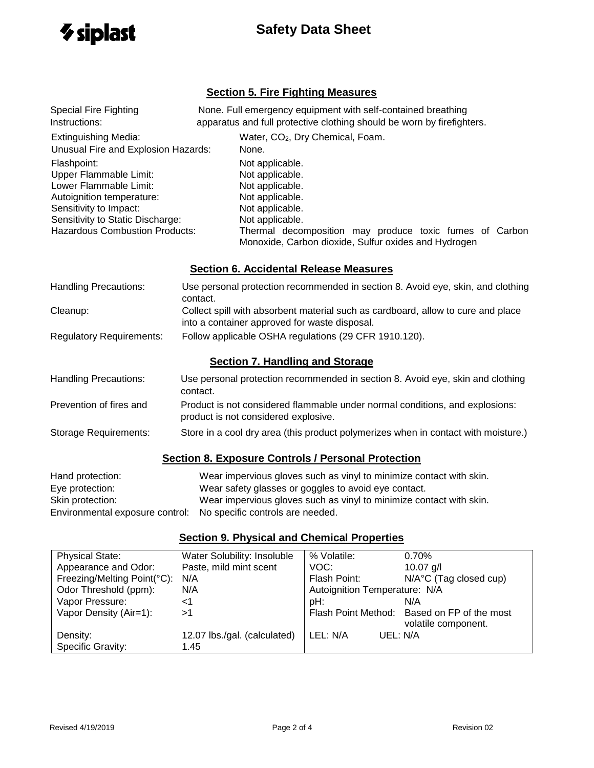## Section 5. Fire Fighting Measures

Special Fire Fighting Instructions: None. Full emergency equipment with self-contained breathing apparatus and full protective clothing should be worn by firefighters.

Extinguishing Media: Water, $CO_2$, Dry Chemical, Foam.

Unusual Fire and Explosion Hazards: None.

Flashpoint: Not applicable.

Upper Flammable Limit: Not applicable.

Lower Flammable Limit: Not applicable.

Autoignition temperature: Not applicable.

Sensitivity to Impact: Not applicable.

Sensitivity to Static Discharge: Not applicable.

Hazardous Combustion Products: Thermal decomposition may produce toxic fumes of Carbon Monoxide, Carbon dioxide, Sulfur oxides and Hydrogen

## Section 6. Accidental Release Measures

Handling Precautions: Use personal protection recommended in section 8. Avoid eye, skin, and clothing contact.

Cleanup: Collect spill with absorbent material such as cardboard, allow to cure and place into a container approved for waste disposal.

Regulatory Requirements: Follow applicable OSHA regulations (29 CFR 1910.120).

## Section 7. Handling and Storage

Handling Precautions: Use personal protection recommended in section 8. Avoid eye, skin and clothing contact.

Prevention of fires and explosions: Product is not considered flammable under normal conditions, and product is not considered explosive.

Storage Requirements: Store in a cool dry area (this product polymerizes when in contact with moisture.)

## Section 8. Exposure Controls / Personal Protection

Hand protection: Wear impervious gloves such as vinyl to minimize contact with skin.

Eye protection: Wear safety glasses or goggles to avoid eye contact.

Skin protection: Wear impervious gloves such as vinyl to minimize contact with skin.

Environmental exposure control: No specific controls are needed.

## Section 9. Physical and Chemical Properties

| | | | |
|---|---|---|---|
| Physical State: | Water Solubility: Insoluble | % Volatile: | 0.70% |
| Appearance and Odor: | Paste, mild mint scent | VOC: | 10.07 g/l |
| Freezing/Melting Point(°C): | N/A | Flash Point: | N/A°C (Tag closed cup) |
| Odor Threshold (ppm): | N/A | Autoignition Temperature: N/A | |
| Vapor Pressure: | <1 | pH: | N/A |
| Vapor Density (Air=1): | >1 | Flash Point Method: | Based on FP of the most volatile component. |
| Density: | 12.07 lbs./gal. (calculated) | LEL: N/A | UEL: N/A |
| Specific Gravity: | 1.45 | | |

Revised 4/19/2019

Revision 02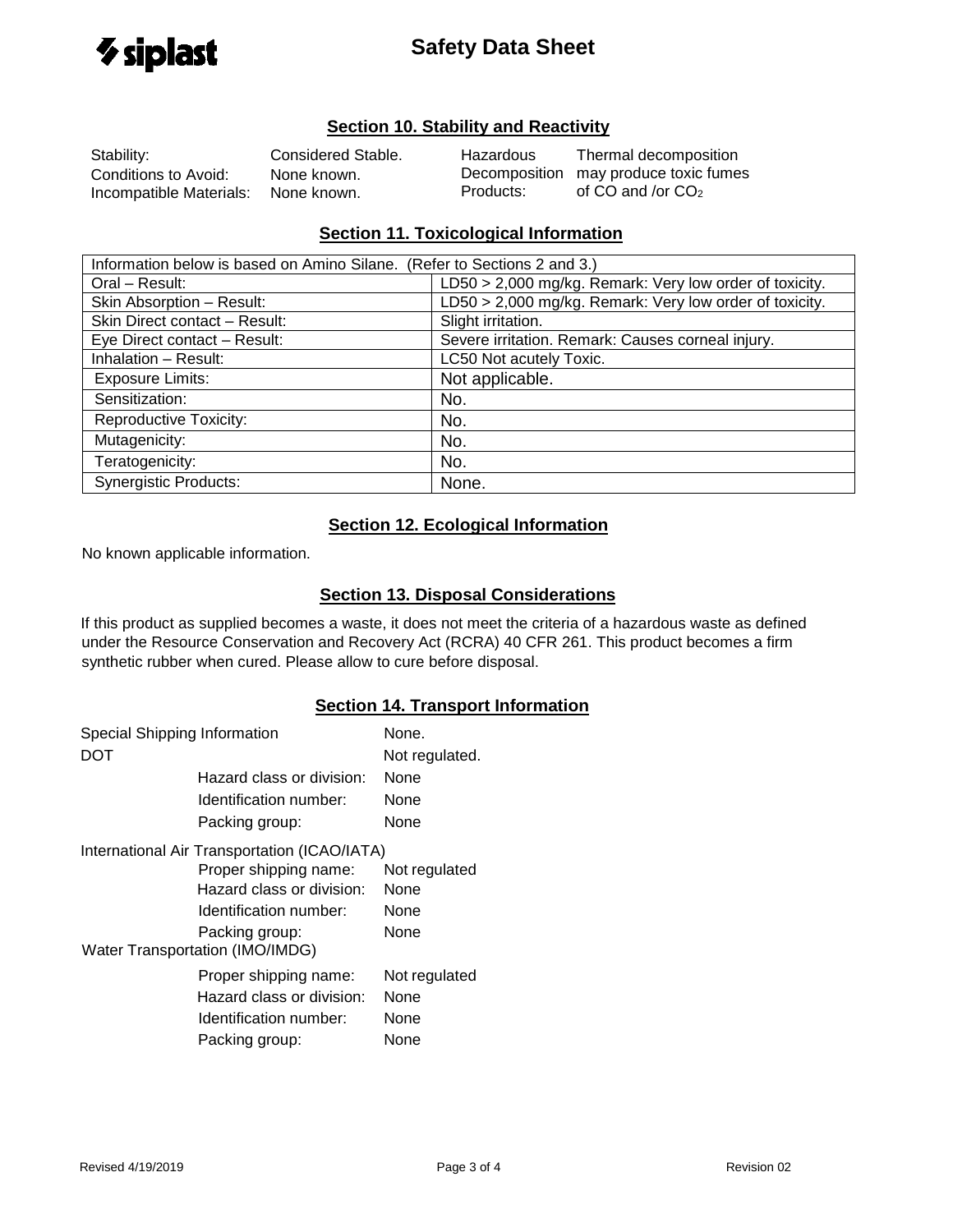## Section 10. Stability and Reactivity

| | | | |
|---|---|---|---|
| Stability: | Considered Stable. | Hazardous Decomposition Products: | Thermal decomposition may produce toxic fumes of CO and /or $CO_2$ |
| Conditions to Avoid: | None known. | | |
| Incompatible Materials: | None known. | | |

## Section 11. Toxicological Information

| Information below is based on Amino Silane. (Refer to Sections 2 and 3.) | |
|---|---|
| Oral – Result: | LD50 > 2,000 mg/kg. Remark: Very low order of toxicity. |
| Skin Absorption – Result: | LD50 > 2,000 mg/kg. Remark: Very low order of toxicity. |
| Skin Direct contact – Result: | Slight irritation. |
| Eye Direct contact – Result: | Severe irritation. Remark: Causes corneal injury. |
| Inhalation – Result: | LC50 Not acutely Toxic. |
| Exposure Limits: | Not applicable. |
| Sensitization: | No. |
| Reproductive Toxicity: | No. |
| Mutagenicity: | No. |
| Teratogenicity: | No. |
| Synergistic Products: | None. |

## Section 12. Ecological Information

No known applicable information.

## Section 13. Disposal Considerations

If this product as supplied becomes a waste, it does not meet the criteria of a hazardous waste as defined under the Resource Conservation and Recovery Act (RCRA) 40 CFR 261. This product becomes a firm synthetic rubber when cured. Please allow to cure before disposal.

## Section 14. Transport Information

| | | |
|---|---|---|
| Special Shipping Information | | None. |
| DOT | | Not regulated. |
| | Hazard class or division: | None |
| | Identification number: | None |
| | Packing group: | None |
| International Air Transportation (ICAO/IATA) | | |
| | Proper shipping name: | Not regulated |
| | Hazard class or division: | None |
| | Identification number: | None |
| | Packing group: | None |
| Water Transportation (IMO/IMDG) | | |
| | Proper shipping name: | Not regulated |
| | Hazard class or division: | None |
| | Identification number: | None |
| | Packing group: | None |

Revised 4/19/2019 Revision 02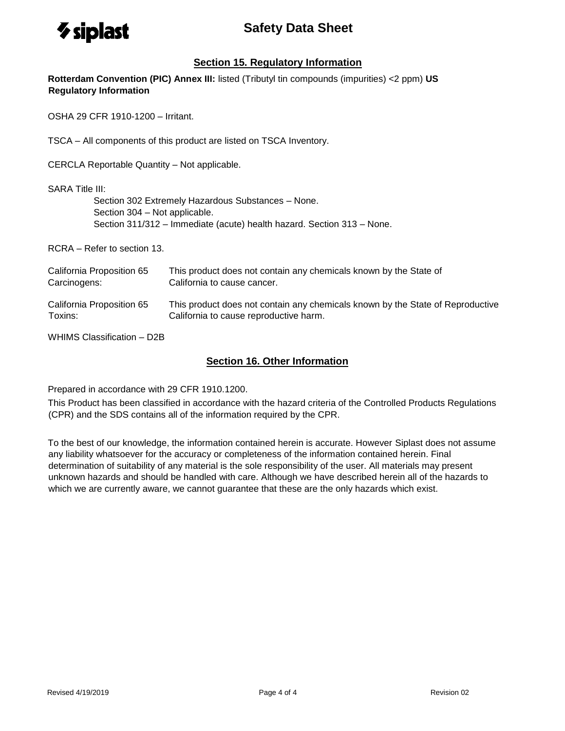## Section 15. Regulatory Information

**Rotterdam Convention (PIC) Annex III:** listed (Tributyl tin compounds (impurities) <2 ppm) **US Regulatory Information**

OSHA 29 CFR 1910-1200 – Irritant.

TSCA – All components of this product are listed on TSCA Inventory.

CERCLA Reportable Quantity – Not applicable.

SARA Title III:

Section 302 Extremely Hazardous Substances – None.
Section 304 – Not applicable.
Section 311/312 – Immediate (acute) health hazard. Section 313 – None.

RCRA – Refer to section 13.

| | |
|---|---|
| California Proposition 65 Carcinogens: | This product does not contain any chemicals known by the State of California to cause cancer. |
| California Proposition 65 Reproductive Toxins: | This product does not contain any chemicals known by the State of California to cause reproductive harm. |

WHIMS Classification – D2B

## Section 16. Other Information

Prepared in accordance with 29 CFR 1910.1200.

This Product has been classified in accordance with the hazard criteria of the Controlled Products Regulations (CPR) and the SDS contains all of the information required by the CPR.

To the best of our knowledge, the information contained herein is accurate. However Siplast does not assume any liability whatsoever for the accuracy or completeness of the information contained herein. Final determination of suitability of any material is the sole responsibility of the user. All materials may present unknown hazards and should be handled with care. Although we have described herein all of the hazards to which we are currently aware, we cannot guarantee that these are the only hazards which exist.

Revised 4/19/2019 Revision 02